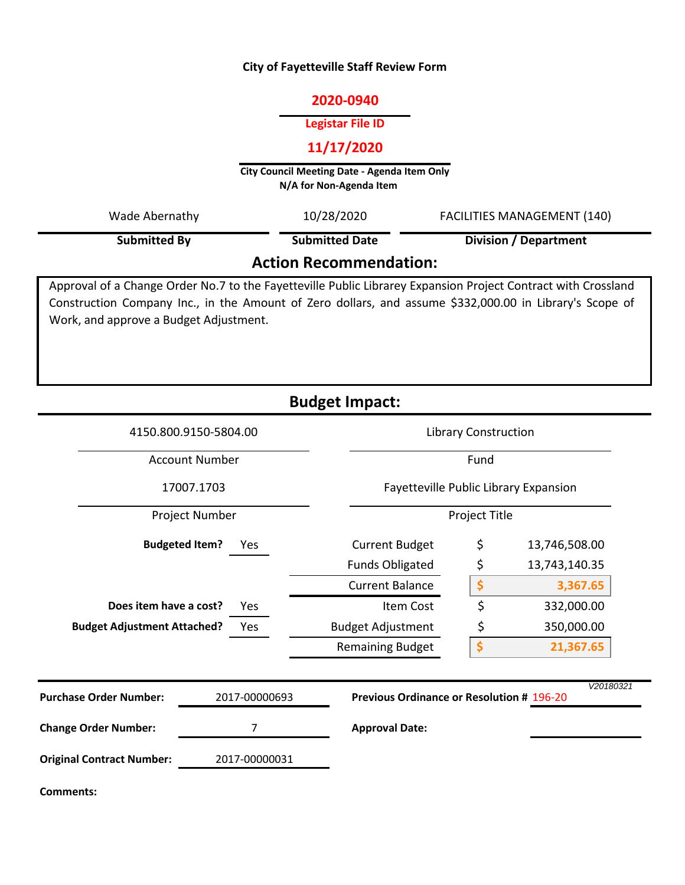**City of Fayetteville Staff Review Form**

**2020-0940**

**Legistar File ID**

**11/17/2020**

**City Council Meeting Date - Agenda Item Only**
**N/A for Non-Agenda Item**

| Submitted By | Submitted Date | Division / Department |
|---|---|---|
| Wade Abernathy | 10/28/2020 | FACILITIES MANAGEMENT (140) |

## Action Recommendation:

Approval of a Change Order No.7 to the Fayetteville Public Librarey Expansion Project Contract with Crossland Construction Company Inc., in the Amount of Zero dollars, and assume $332,000.00 in Library's Scope of Work, and approve a Budget Adjustment.

## Budget Impact:

| Account Number | Fund |
|---|---|
| 4150.800.9150-5804.00 | Library Construction |

| Project Number | Project Title |
|---|---|
| 17007.1703 | Fayetteville Public Library Expansion |

| | | | |
|---|---|---|---|
| **Budgeted Item?** | Yes | Current Budget | $ 13,746,508.00 |
| | | Funds Obligated | $ 13,743,140.35 |
| | | Current Balance | $ 3,367.65 |
| **Does item have a cost?** | Yes | Item Cost | $ 332,000.00 |
| **Budget Adjustment Attached?** | Yes | Budget Adjustment | $ 350,000.00 |
| | | Remaining Budget | $ 21,367.65 |

V20180321

| | | | |
|---|---|---|---|
| **Purchase Order Number:** | 2017-00000693 | **Previous Ordinance or Resolution #** | 196-20 |
| **Change Order Number:** | 7 | **Approval Date:** | |
| **Original Contract Number:** | 2017-00000031 | | |

**Comments:**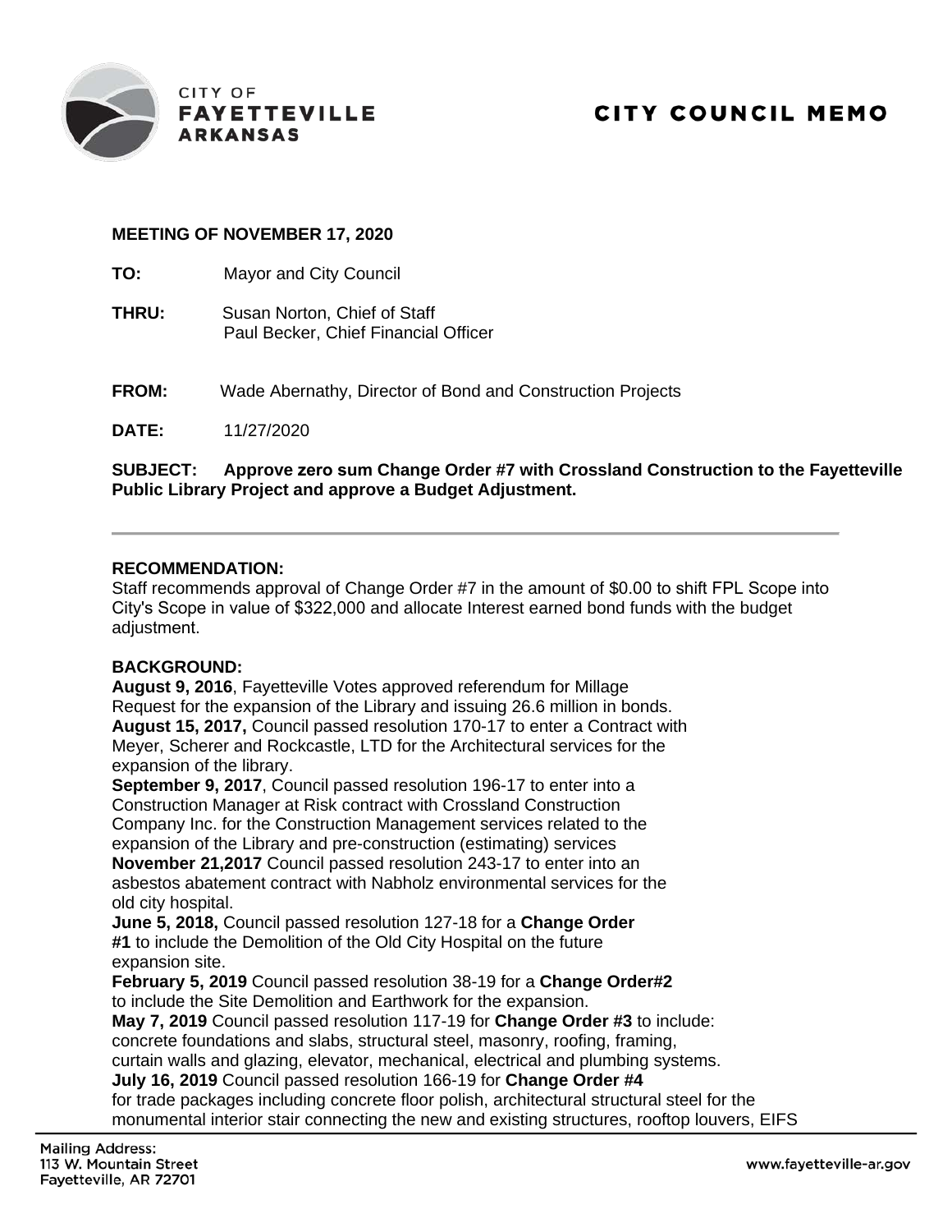CITY OF
**FAYETTEVILLE**
**ARKANSAS**

# CITY COUNCIL MEMO

**MEETING OF NOVEMBER 17, 2020**

**TO:** Mayor and City Council

**THRU:** Susan Norton, Chief of Staff
Paul Becker, Chief Financial Officer

**FROM:** Wade Abernathy, Director of Bond and Construction Projects

**DATE:** 11/27/2020

**SUBJECT: Approve zero sum Change Order #7 with Crossland Construction to the Fayetteville Public Library Project and approve a Budget Adjustment.**

---

**RECOMMENDATION:**
Staff recommends approval of Change Order #7 in the amount of $0.00 to shift FPL Scope into City's Scope in value of $322,000 and allocate Interest earned bond funds with the budget adjustment.

**BACKGROUND:**
**August 9, 2016**, Fayetteville Votes approved referendum for Millage Request for the expansion of the Library and issuing 26.6 million in bonds.
**August 15, 2017,** Council passed resolution 170-17 to enter a Contract with Meyer, Scherer and Rockcastle, LTD for the Architectural services for the expansion of the library.
**September 9, 2017**, Council passed resolution 196-17 to enter into a Construction Manager at Risk contract with Crossland Construction Company Inc. for the Construction Management services related to the expansion of the Library and pre-construction (estimating) services
**November 21,2017** Council passed resolution 243-17 to enter into an asbestos abatement contract with Nabholz environmental services for the old city hospital.
**June 5, 2018,** Council passed resolution 127-18 for a **Change Order #1** to include the Demolition of the Old City Hospital on the future expansion site.
**February 5, 2019** Council passed resolution 38-19 for a **Change Order#2** to include the Site Demolition and Earthwork for the expansion.
**May 7, 2019** Council passed resolution 117-19 for **Change Order #3** to include: concrete foundations and slabs, structural steel, masonry, roofing, framing, curtain walls and glazing, elevator, mechanical, electrical and plumbing systems.
**July 16, 2019** Council passed resolution 166-19 for **Change Order #4** for trade packages including concrete floor polish, architectural structural steel for the monumental interior stair connecting the new and existing structures, rooftop louvers, EIFS

Mailing Address:
113 W. Mountain Street
Fayetteville, AR 72701

www.fayetteville-ar.gov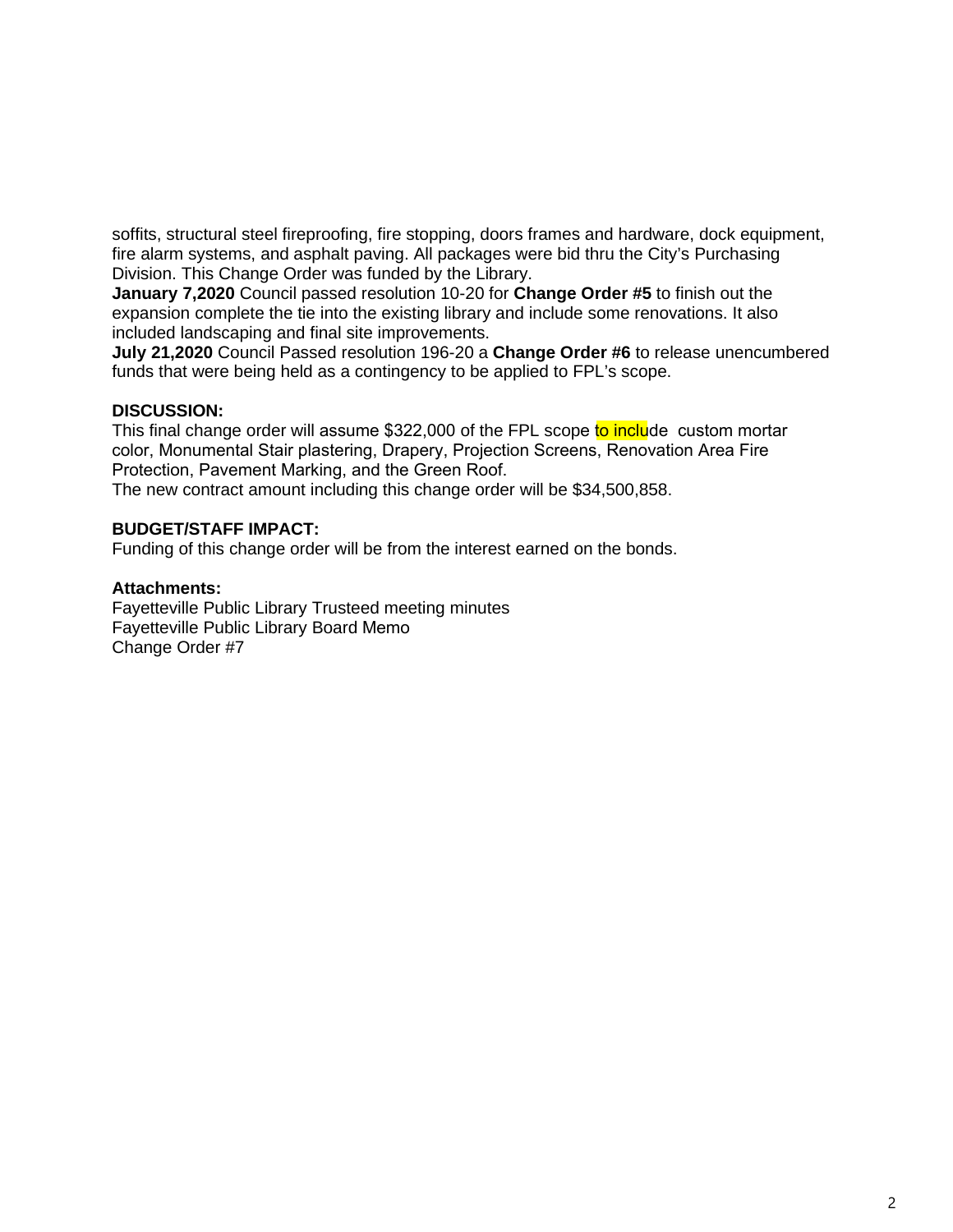soffits, structural steel fireproofing, fire stopping, doors frames and hardware, dock equipment, fire alarm systems, and asphalt paving. All packages were bid thru the City's Purchasing Division. This Change Order was funded by the Library.

**January 7,2020** Council passed resolution 10-20 for **Change Order #5** to finish out the expansion complete the tie into the existing library and include some renovations. It also included landscaping and final site improvements.

**July 21,2020** Council Passed resolution 196-20 a **Change Order #6** to release unencumbered funds that were being held as a contingency to be applied to FPL's scope.

**DISCUSSION:**

This final change order will assume $322,000 of the FPL scope to include custom mortar color, Monumental Stair plastering, Drapery, Projection Screens, Renovation Area Fire Protection, Pavement Marking, and the Green Roof.

The new contract amount including this change order will be $34,500,858.

**BUDGET/STAFF IMPACT:**

Funding of this change order will be from the interest earned on the bonds.

**Attachments:**

Fayetteville Public Library Trusteed meeting minutes
Fayetteville Public Library Board Memo
Change Order #7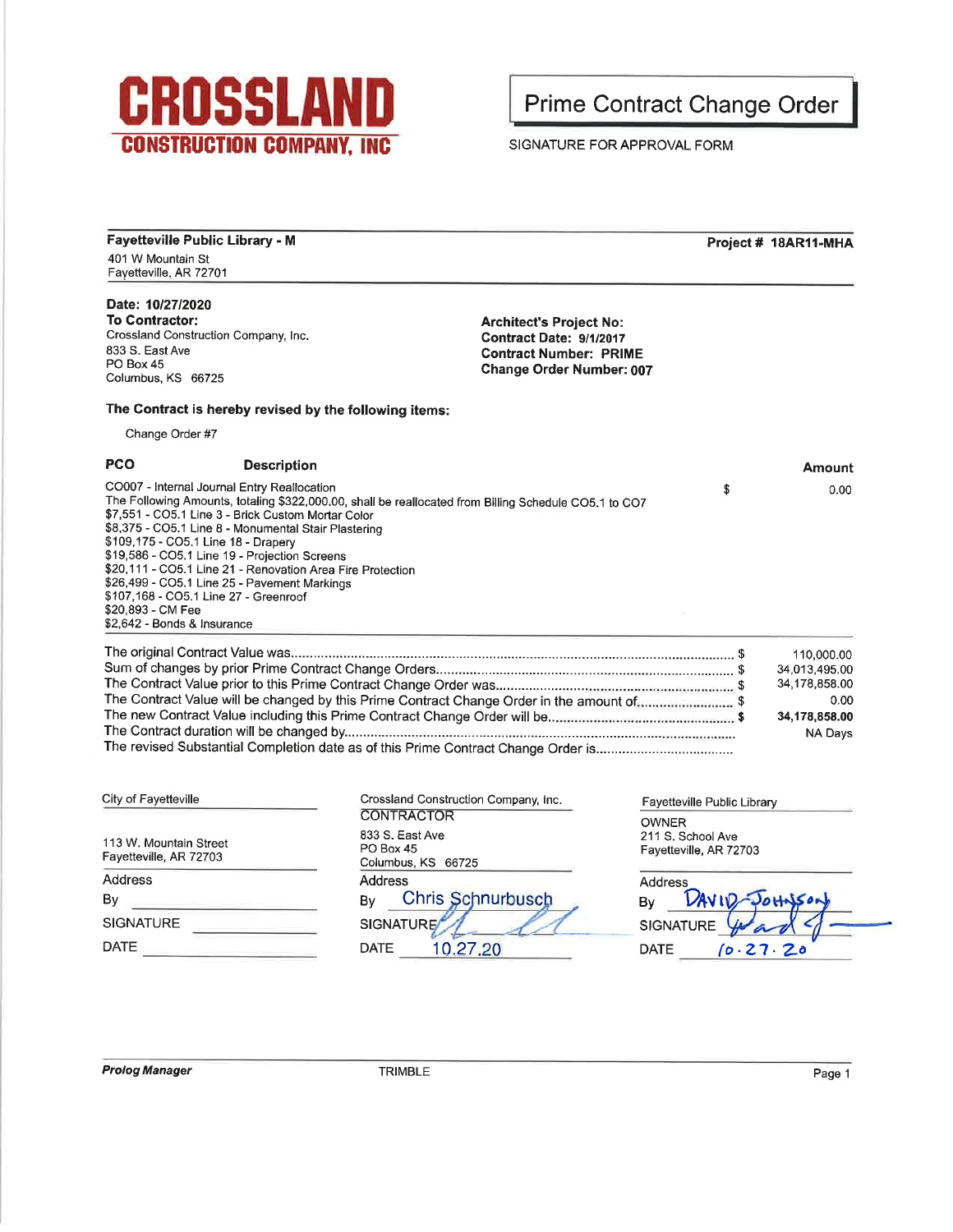# CROSSLAND
## CONSTRUCTION COMPANY, INC

## Prime Contract Change Order

SIGNATURE FOR APPROVAL FORM

**Fayetteville Public Library - M**
401 W Mountain St
Fayetteville, AR 72701

**Project # 18AR11-MHA**

**Date: 10/27/2020**
**To Contractor:**
Crossland Construction Company, Inc.
833 S. East Ave
PO Box 45
Columbus, KS 66725

**Architect's Project No:**
**Contract Date: 9/1/2017**
**Contract Number: PRIME**
**Change Order Number: 007**

**The Contract is hereby revised by the following items:**

Change Order #7

| PCO | Description | | Amount |
|---|---|---|---|
| CO007 - Internal Journal Entry Reallocation<br>The Following Amounts, totaling $322,000.00, shall be reallocated from Billing Schedule CO5.1 to CO7<br>$7,551 - CO5.1 Line 3 - Brick Custom Mortar Color<br>$8,375 - CO5.1 Line 8 - Monumental Stair Plastering<br>$109,175 - CO5.1 Line 18 - Drapery<br>$19,586 - CO5.1 Line 19 - Projection Screens<br>$20,111 - CO5.1 Line 21 - Renovation Area Fire Protection<br>$26,499 - CO5.1 Line 25 - Pavement Markings<br>$107,168 - CO5.1 Line 27 - Greenroof<br>$20,893 - CM Fee<br>$2,642 - Bonds & Insurance | | $ | 0.00 |

| | | |
|---|---|---|
| The original Contract Value was | $ | 110,000.00 |
| Sum of changes by prior Prime Contract Change Orders | $ | 34,013,495.00 |
| The Contract Value prior to this Prime Contract Change Order was | $ | 34,178,858.00 |
| The Contract Value will be changed by this Prime Contract Change Order in the amount of | $ | 0.00 |
| **The new Contract Value including this Prime Contract Change Order will be** | **$** | **34,178,858.00** |
| The Contract duration will be changed by | | NA Days |
| The revised Substantial Completion date as of this Prime Contract Change Order is | | |

| City of Fayetteville | Crossland Construction Company, Inc.<br>CONTRACTOR | Fayetteville Public Library<br>OWNER |
|---|---|---|
| 113 W. Mountain Street<br>Fayetteville, AR 72703 | 833 S. East Ave<br>PO Box 45<br>Columbus, KS 66725 | 211 S. School Ave<br>Fayetteville, AR 72703 |
| Address | Address | Address |
| By | By Chris Schnurbusch | By DAVID JOHNSON |
| SIGNATURE | SIGNATURE [signed] | SIGNATURE [signed] |
| DATE | DATE 10.27.20 | DATE 10.27.20 |

*Prolog Manager* TRIMBLE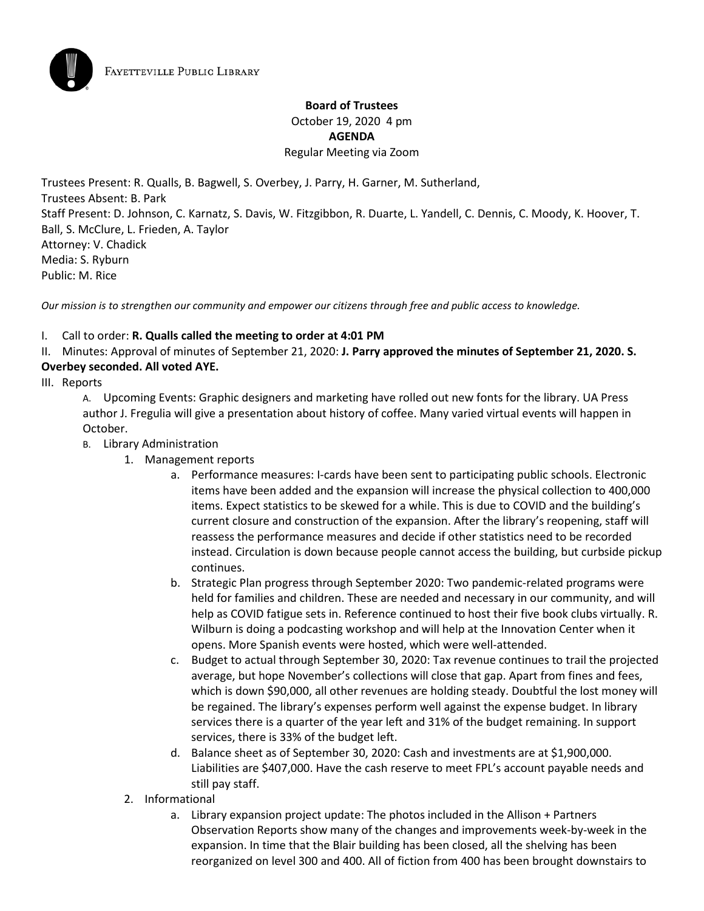FAYETTEVILLE PUBLIC LIBRARY

**Board of Trustees**
October 19, 2020 4 pm
**AGENDA**
Regular Meeting via Zoom

Trustees Present: R. Qualls, B. Bagwell, S. Overbey, J. Parry, H. Garner, M. Sutherland,
Trustees Absent: B. Park
Staff Present: D. Johnson, C. Karnatz, S. Davis, W. Fitzgibbon, R. Duarte, L. Yandell, C. Dennis, C. Moody, K. Hoover, T. Ball, S. McClure, L. Frieden, A. Taylor
Attorney: V. Chadick
Media: S. Ryburn
Public: M. Rice

*Our mission is to strengthen our community and empower our citizens through free and public access to knowledge.*

I. Call to order: **R. Qualls called the meeting to order at 4:01 PM**

II. Minutes: Approval of minutes of September 21, 2020: **J. Parry approved the minutes of September 21, 2020. S. Overbey seconded. All voted AYE.**

III. Reports

A. Upcoming Events: Graphic designers and marketing have rolled out new fonts for the library. UA Press author J. Fregulia will give a presentation about history of coffee. Many varied virtual events will happen in October.

B. Library Administration

1. Management reports

a. Performance measures: I-cards have been sent to participating public schools. Electronic items have been added and the expansion will increase the physical collection to 400,000 items. Expect statistics to be skewed for a while. This is due to COVID and the building's current closure and construction of the expansion. After the library's reopening, staff will reassess the performance measures and decide if other statistics need to be recorded instead. Circulation is down because people cannot access the building, but curbside pickup continues.

b. Strategic Plan progress through September 2020: Two pandemic-related programs were held for families and children. These are needed and necessary in our community, and will help as COVID fatigue sets in. Reference continued to host their five book clubs virtually. R. Wilburn is doing a podcasting workshop and will help at the Innovation Center when it opens. More Spanish events were hosted, which were well-attended.

c. Budget to actual through September 30, 2020: Tax revenue continues to trail the projected average, but hope November's collections will close that gap. Apart from fines and fees, which is down $90,000, all other revenues are holding steady. Doubtful the lost money will be regained. The library's expenses perform well against the expense budget. In library services there is a quarter of the year left and 31% of the budget remaining. In support services, there is 33% of the budget left.

d. Balance sheet as of September 30, 2020: Cash and investments are at $1,900,000. Liabilities are $407,000. Have the cash reserve to meet FPL's account payable needs and still pay staff.

2. Informational

a. Library expansion project update: The photos included in the Allison + Partners Observation Reports show many of the changes and improvements week-by-week in the expansion. In time that the Blair building has been closed, all the shelving has been reorganized on level 300 and 400. All of fiction from 400 has been brought downstairs to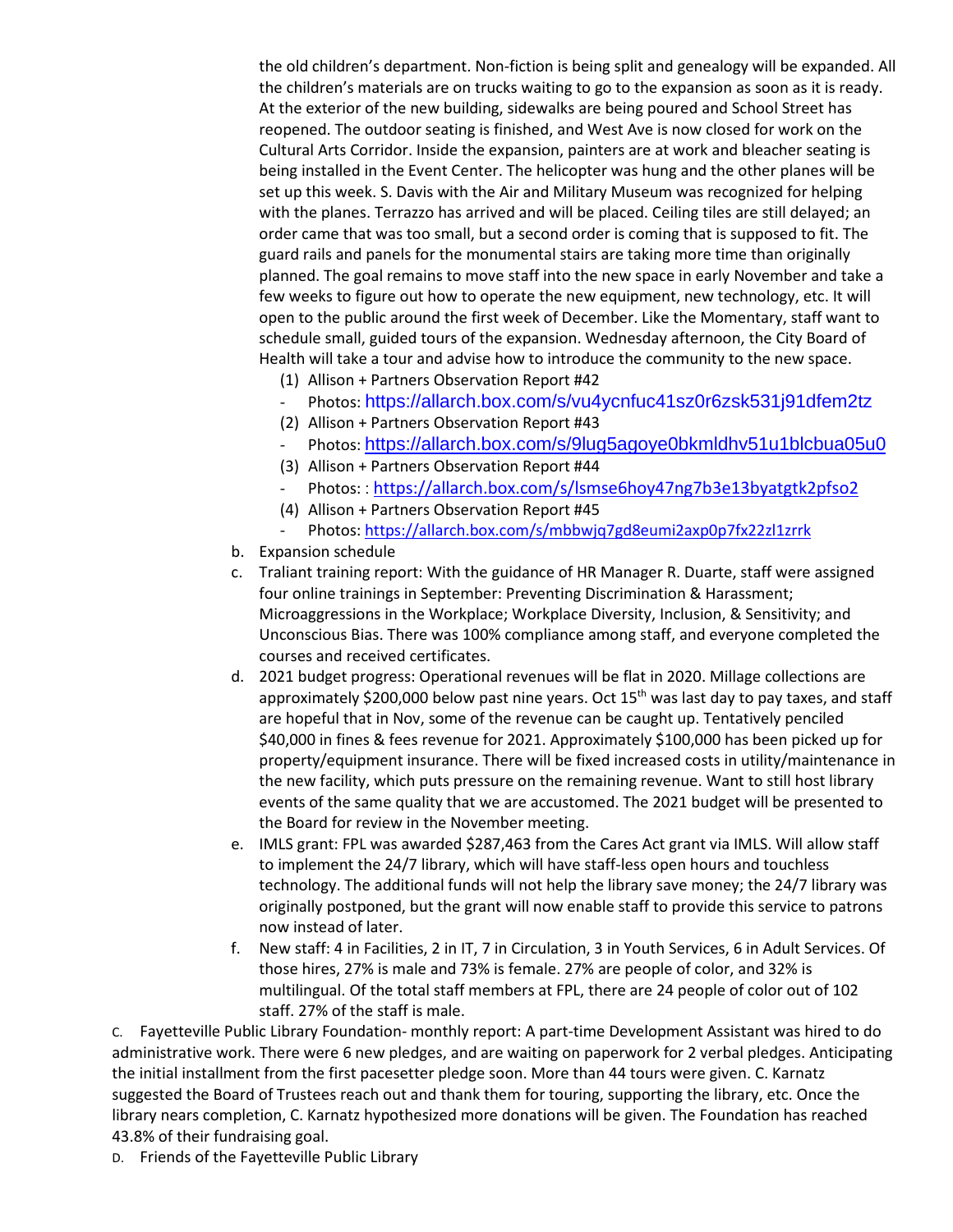the old children's department. Non-fiction is being split and genealogy will be expanded. All the children's materials are on trucks waiting to go to the expansion as soon as it is ready. At the exterior of the new building, sidewalks are being poured and School Street has reopened. The outdoor seating is finished, and West Ave is now closed for work on the Cultural Arts Corridor. Inside the expansion, painters are at work and bleacher seating is being installed in the Event Center. The helicopter was hung and the other planes will be set up this week. S. Davis with the Air and Military Museum was recognized for helping with the planes. Terrazzo has arrived and will be placed. Ceiling tiles are still delayed; an order came that was too small, but a second order is coming that is supposed to fit. The guard rails and panels for the monumental stairs are taking more time than originally planned. The goal remains to move staff into the new space in early November and take a few weeks to figure out how to operate the new equipment, new technology, etc. It will open to the public around the first week of December. Like the Momentary, staff want to schedule small, guided tours of the expansion. Wednesday afternoon, the City Board of Health will take a tour and advise how to introduce the community to the new space.

(1) Allison + Partners Observation Report #42
- Photos: https://allarch.box.com/s/vu4ycnfuc41sz0r6zsk531j91dfem2tz

(2) Allison + Partners Observation Report #43
- Photos: https://allarch.box.com/s/9lug5agoye0bkmldhv51u1blcbua05u0

(3) Allison + Partners Observation Report #44
- Photos: : https://allarch.box.com/s/lsmse6hoy47ng7b3e13byatgtk2pfso2

(4) Allison + Partners Observation Report #45
- Photos: https://allarch.box.com/s/mbbwjq7gd8eumi2axp0p7fx22zl1zrrk

b. Expansion schedule

c. Traliant training report: With the guidance of HR Manager R. Duarte, staff were assigned four online trainings in September: Preventing Discrimination & Harassment; Microaggressions in the Workplace; Workplace Diversity, Inclusion, & Sensitivity; and Unconscious Bias. There was 100% compliance among staff, and everyone completed the courses and received certificates.

d. 2021 budget progress: Operational revenues will be flat in 2020. Millage collections are approximately $200,000 below past nine years. Oct 15th was last day to pay taxes, and staff are hopeful that in Nov, some of the revenue can be caught up. Tentatively penciled $40,000 in fines & fees revenue for 2021. Approximately $100,000 has been picked up for property/equipment insurance. There will be fixed increased costs in utility/maintenance in the new facility, which puts pressure on the remaining revenue. Want to still host library events of the same quality that we are accustomed. The 2021 budget will be presented to the Board for review in the November meeting.

e. IMLS grant: FPL was awarded $287,463 from the Cares Act grant via IMLS. Will allow staff to implement the 24/7 library, which will have staff-less open hours and touchless technology. The additional funds will not help the library save money; the 24/7 library was originally postponed, but the grant will now enable staff to provide this service to patrons now instead of later.

f. New staff: 4 in Facilities, 2 in IT, 7 in Circulation, 3 in Youth Services, 6 in Adult Services. Of those hires, 27% is male and 73% is female. 27% are people of color, and 32% is multilingual. Of the total staff members at FPL, there are 24 people of color out of 102 staff. 27% of the staff is male.

C. Fayetteville Public Library Foundation- monthly report: A part-time Development Assistant was hired to do administrative work. There were 6 new pledges, and are waiting on paperwork for 2 verbal pledges. Anticipating the initial installment from the first pacesetter pledge soon. More than 44 tours were given. C. Karnatz suggested the Board of Trustees reach out and thank them for touring, supporting the library, etc. Once the library nears completion, C. Karnatz hypothesized more donations will be given. The Foundation has reached 43.8% of their fundraising goal.

D. Friends of the Fayetteville Public Library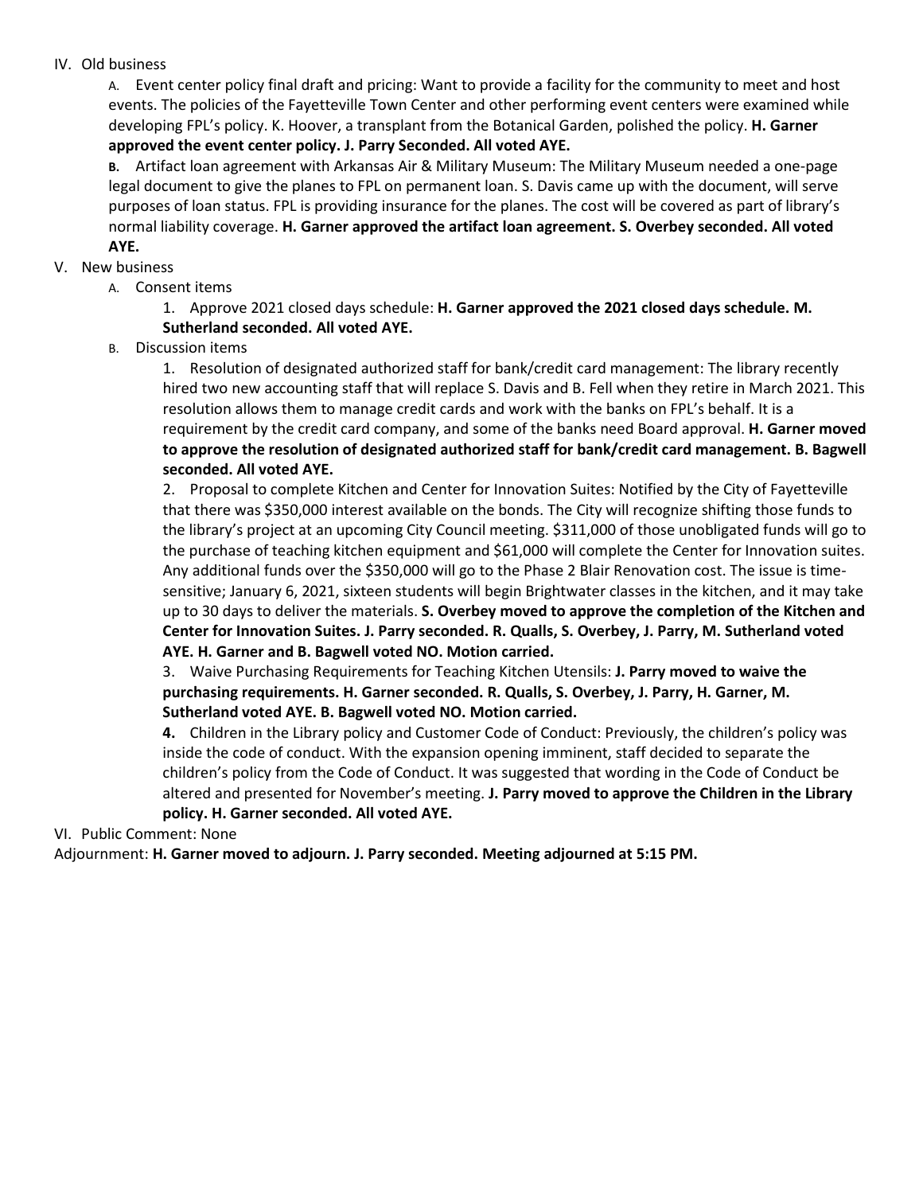IV. Old business

A. Event center policy final draft and pricing: Want to provide a facility for the community to meet and host events. The policies of the Fayetteville Town Center and other performing event centers were examined while developing FPL's policy. K. Hoover, a transplant from the Botanical Garden, polished the policy. **H. Garner approved the event center policy. J. Parry Seconded. All voted AYE.**

**B.** Artifact loan agreement with Arkansas Air & Military Museum: The Military Museum needed a one-page legal document to give the planes to FPL on permanent loan. S. Davis came up with the document, will serve purposes of loan status. FPL is providing insurance for the planes. The cost will be covered as part of library's normal liability coverage. **H. Garner approved the artifact loan agreement. S. Overbey seconded. All voted AYE.**

V. New business

A. Consent items

1. Approve 2021 closed days schedule: **H. Garner approved the 2021 closed days schedule. M. Sutherland seconded. All voted AYE.**

B. Discussion items

1. Resolution of designated authorized staff for bank/credit card management: The library recently hired two new accounting staff that will replace S. Davis and B. Fell when they retire in March 2021. This resolution allows them to manage credit cards and work with the banks on FPL's behalf. It is a requirement by the credit card company, and some of the banks need Board approval. **H. Garner moved to approve the resolution of designated authorized staff for bank/credit card management. B. Bagwell seconded. All voted AYE.**

2. Proposal to complete Kitchen and Center for Innovation Suites: Notified by the City of Fayetteville that there was $350,000 interest available on the bonds. The City will recognize shifting those funds to the library's project at an upcoming City Council meeting. $311,000 of those unobligated funds will go to the purchase of teaching kitchen equipment and $61,000 will complete the Center for Innovation suites. Any additional funds over the $350,000 will go to the Phase 2 Blair Renovation cost. The issue is time-sensitive; January 6, 2021, sixteen students will begin Brightwater classes in the kitchen, and it may take up to 30 days to deliver the materials. **S. Overbey moved to approve the completion of the Kitchen and Center for Innovation Suites. J. Parry seconded. R. Qualls, S. Overbey, J. Parry, M. Sutherland voted AYE. H. Garner and B. Bagwell voted NO. Motion carried.**

3. Waive Purchasing Requirements for Teaching Kitchen Utensils: **J. Parry moved to waive the purchasing requirements. H. Garner seconded. R. Qualls, S. Overbey, J. Parry, H. Garner, M. Sutherland voted AYE. B. Bagwell voted NO. Motion carried.**

**4.** Children in the Library policy and Customer Code of Conduct: Previously, the children's policy was inside the code of conduct. With the expansion opening imminent, staff decided to separate the children's policy from the Code of Conduct. It was suggested that wording in the Code of Conduct be altered and presented for November's meeting. **J. Parry moved to approve the Children in the Library policy. H. Garner seconded. All voted AYE.**

VI. Public Comment: None

Adjournment: **H. Garner moved to adjourn. J. Parry seconded. Meeting adjourned at 5:15 PM.**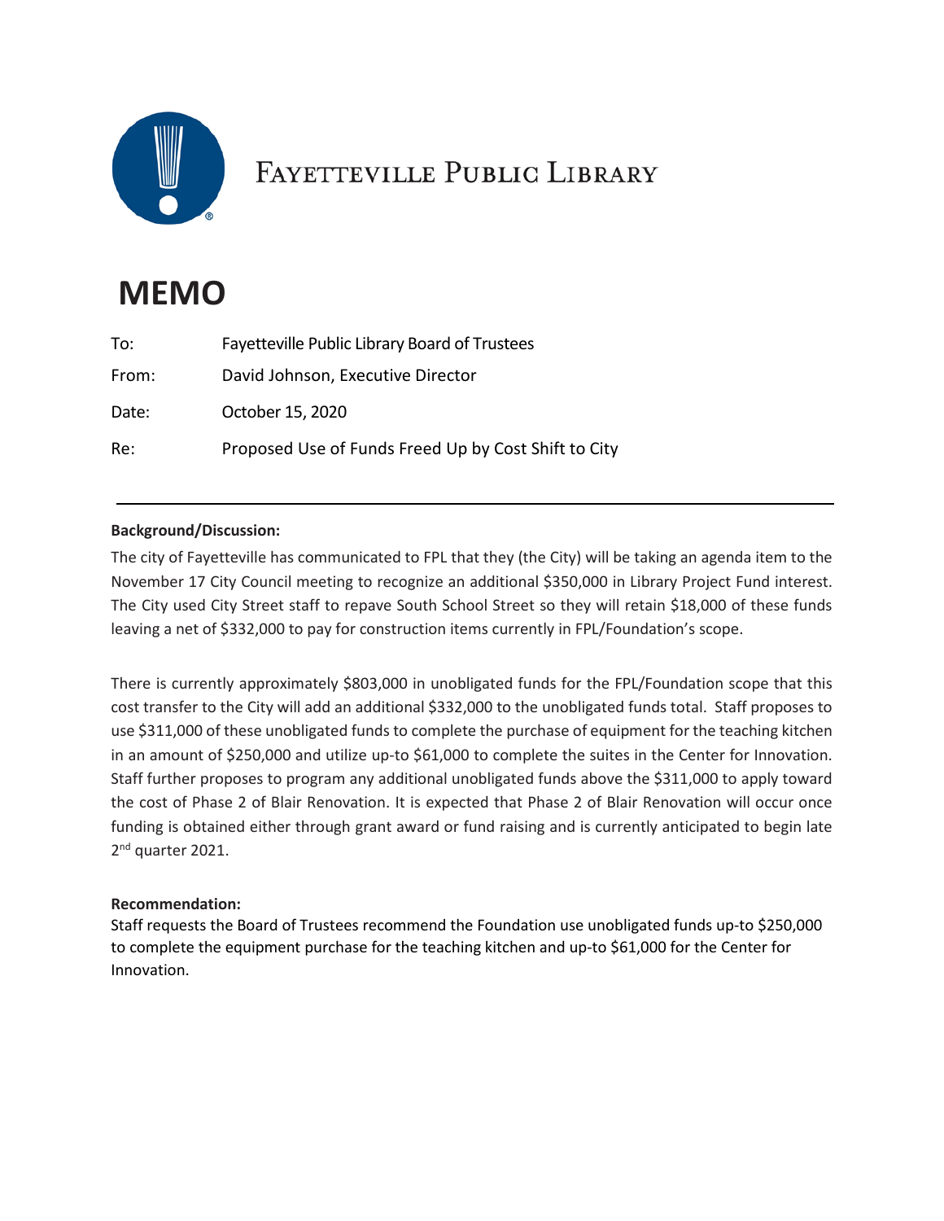# Fayetteville Public Library

# MEMO

| | |
|---|---|
| To: | Fayetteville Public Library Board of Trustees |
| From: | David Johnson, Executive Director |
| Date: | October 15, 2020 |
| Re: | Proposed Use of Funds Freed Up by Cost Shift to City |

---

**Background/Discussion:**

The city of Fayetteville has communicated to FPL that they (the City) will be taking an agenda item to the November 17 City Council meeting to recognize an additional $350,000 in Library Project Fund interest. The City used City Street staff to repave South School Street so they will retain $18,000 of these funds leaving a net of $332,000 to pay for construction items currently in FPL/Foundation's scope.

There is currently approximately $803,000 in unobligated funds for the FPL/Foundation scope that this cost transfer to the City will add an additional $332,000 to the unobligated funds total. Staff proposes to use $311,000 of these unobligated funds to complete the purchase of equipment for the teaching kitchen in an amount of $250,000 and utilize up-to $61,000 to complete the suites in the Center for Innovation. Staff further proposes to program any additional unobligated funds above the $311,000 to apply toward the cost of Phase 2 of Blair Renovation. It is expected that Phase 2 of Blair Renovation will occur once funding is obtained either through grant award or fund raising and is currently anticipated to begin late 2nd quarter 2021.

**Recommendation:**

Staff requests the Board of Trustees recommend the Foundation use unobligated funds up-to $250,000 to complete the equipment purchase for the teaching kitchen and up-to $61,000 for the Center for Innovation.